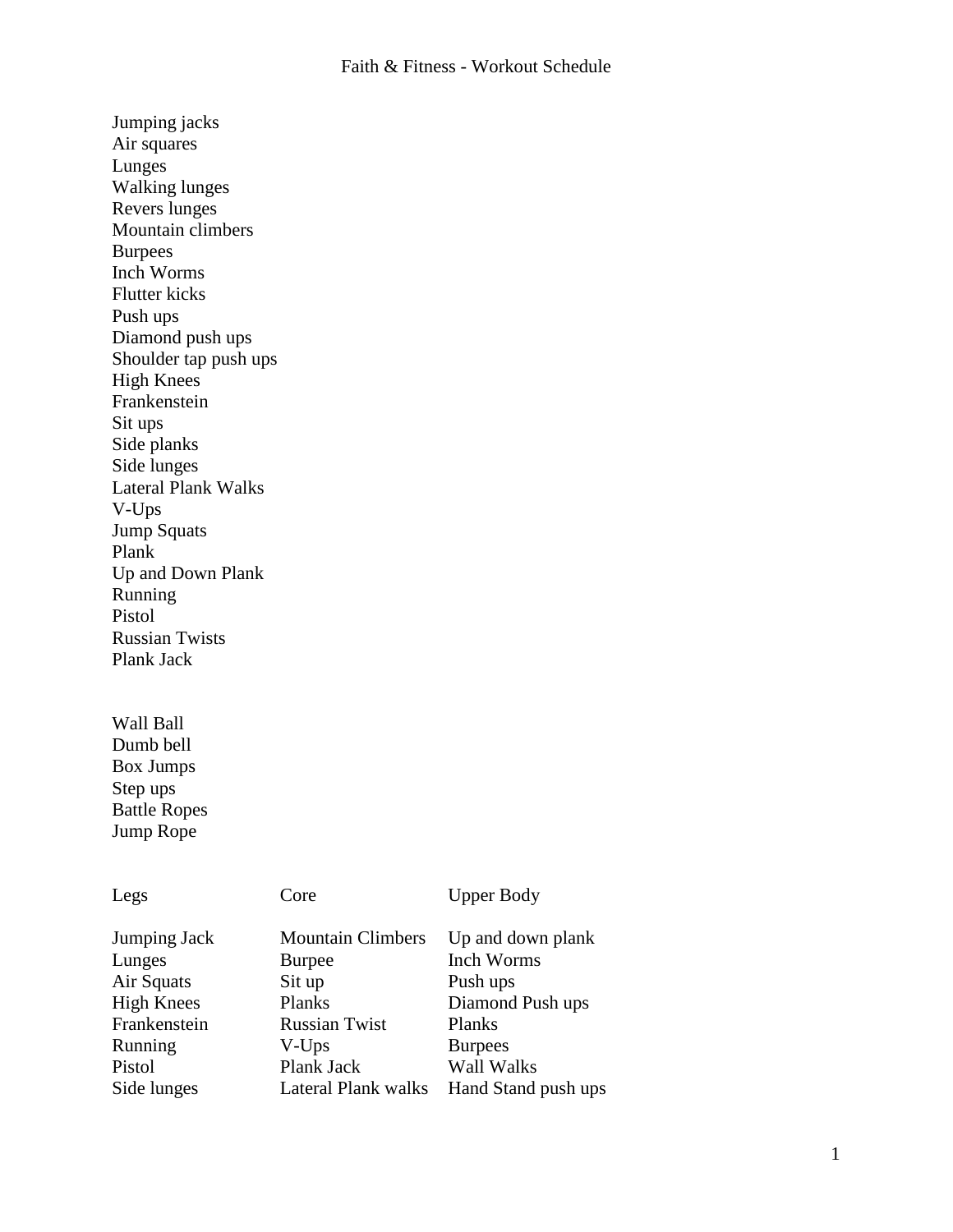Jumping jacks
Air squares
Lunges
Walking lunges
Revers lunges
Mountain climbers
Burpees
Inch Worms
Flutter kicks
Push ups
Diamond push ups
Shoulder tap push ups
High Knees
Frankenstein
Sit ups
Side planks
Side lunges
Lateral Plank Walks
V-Ups
Jump Squats
Plank
Up and Down Plank
Running
Pistol
Russian Twists
Plank Jack

Wall Ball
Dumb bell
Box Jumps
Step ups
Battle Ropes
Jump Rope

| Legs | Core | Upper Body |
|---|---|---|
| Jumping Jack | Mountain Climbers | Up and down plank |
| Lunges | Burpee | Inch Worms |
| Air Squats | Sit up | Push ups |
| High Knees | Planks | Diamond Push ups |
| Frankenstein | Russian Twist | Planks |
| Running | V-Ups | Burpees |
| Pistol | Plank Jack | Wall Walks |
| Side lunges | Lateral Plank walks | Hand Stand push ups |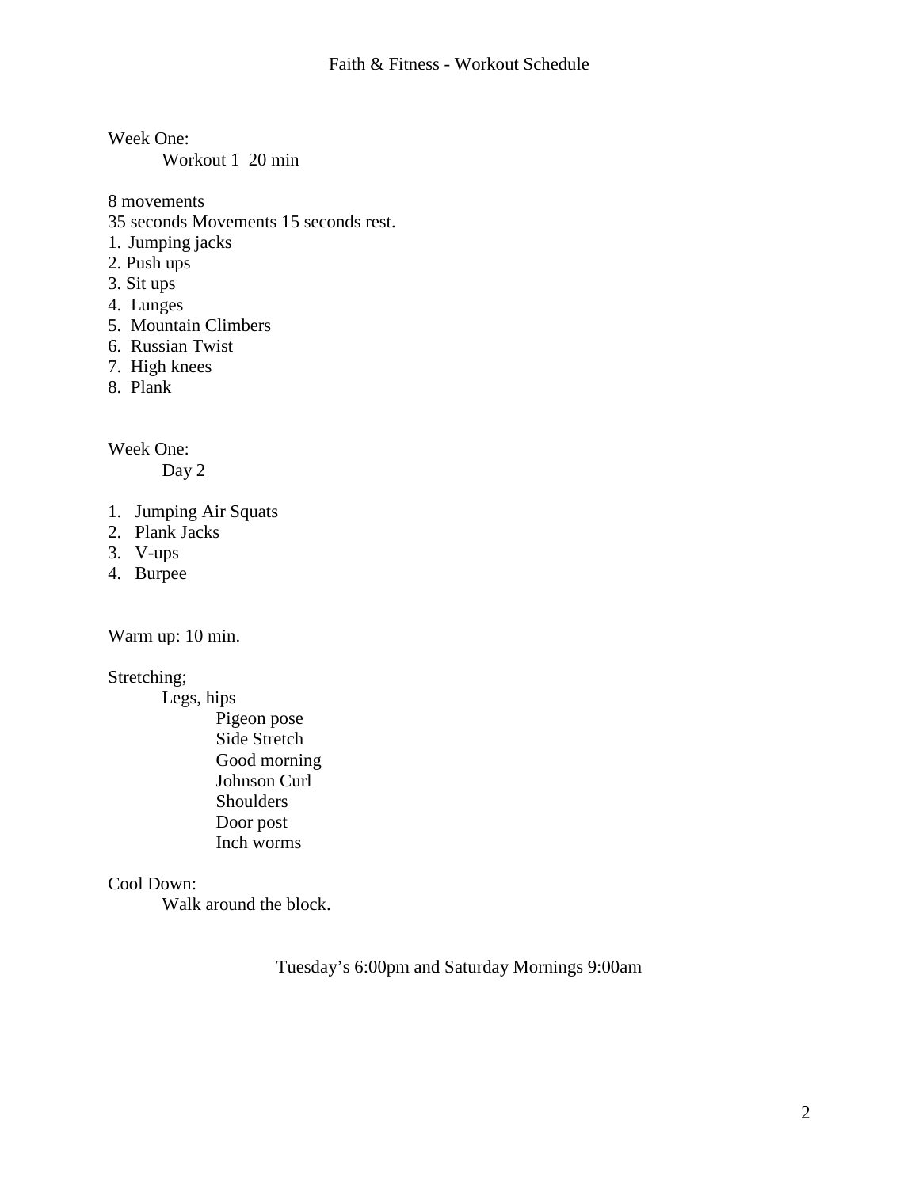Faith & Fitness - Workout Schedule

Week One:

Workout 1 20 min

8 movements

35 seconds Movements 15 seconds rest.

1. Jumping jacks
2. Push ups
3. Sit ups
4. Lunges
5. Mountain Climbers
6. Russian Twist
7. High knees
8. Plank

Week One:

Day 2

1. Jumping Air Squats
2. Plank Jacks
3. V-ups
4. Burpee

Warm up: 10 min.

Stretching;

Legs, hips

- Pigeon pose
- Side Stretch
- Good morning
- Johnson Curl
- Shoulders
- Door post
- Inch worms

Cool Down:

Walk around the block.

Tuesday's 6:00pm and Saturday Mornings 9:00am